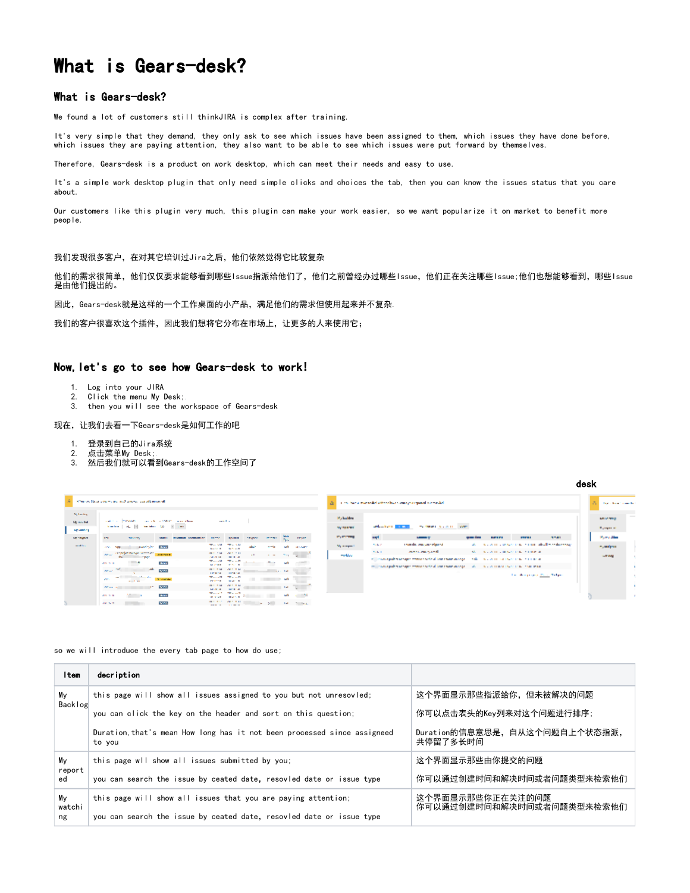# What is Gears-desk?

## What is Gears-desk?

We found a lot of customers still thinkJIRA is complex after training.

It's very simple that they demand, they only ask to see which issues have been assigned to them, which issues they have done before, which issues they are paying attention, they also want to be able to see which issues were put forward by themselves.

Therefore, Gears-desk is a product on work desktop, which can meet their needs and easy to use.

It's a simple work desktop plugin that only need simple clicks and choices the tab, then you can know the issues status that you care about.

Our customers like this plugin very much, this plugin can make your work easier, so we want popularize it on market to benefit more people.

我们发现很多客户，在对其它培训过Jira之后，他们依然觉得它比较复杂

他们的需求很简单，他们仅仅要求能够看到哪些Issue指派给他们了，他们之前曾经办过哪些Issue，他们正在关注哪些Issue;他们也想能够看到，哪些Issue是由他们提出的。

因此，Gears-desk就是这样的一个工作桌面的小产品，满足他们的需求但使用起来并不复杂.

我们的客户很喜欢这个插件，因此我们想将它分布在市场上，让更多的人来使用它;

## Now, let's go to see how Gears-desk to work!

1. Log into your JIRA
2. Click the menu My Desk;
3. then you will see the workspace of Gears-desk

现在，让我们去看一下Gears-desk是如何工作的吧

1. 登录到自己的Jira系统
2. 点击菜单My Desk;
3. 然后我们就可以看到Gears-desk的工作空间了

desk

so we will introduce the every tab page to how do use;

| Item | decription | |
|---|---|---|
| My Backlog | this page will show all issues assigned to you but not unresovled;<br><br>you can click the key on the header and sort on this question;<br><br>Duration, that's mean How long has it not been processed since assigneed to you | 这个界面显示那些指派给你，但未被解决的问题<br><br>你可以点击表头的Key列来对这个问题进行排序;<br><br>Duration的信息意思是，自从这个问题自上个状态指派，共停留了多长时间 |
| My reported | this page wll show all issues submitted by you;<br><br>you can search the issue by ceated date, resovled date or issue type | 这个界面显示那些由你提交的问题<br><br>你可以通过创建时间和解决时间或者问题类型来检索他们 |
| My watching | this page will show all issues that you are paying attention;<br><br>you can search the issue by ceated date, resovled date or issue type | 这个界面显示那些你正在关注的问题<br>你可以通过创建时间和解决时间或者问题类型来检索他们 |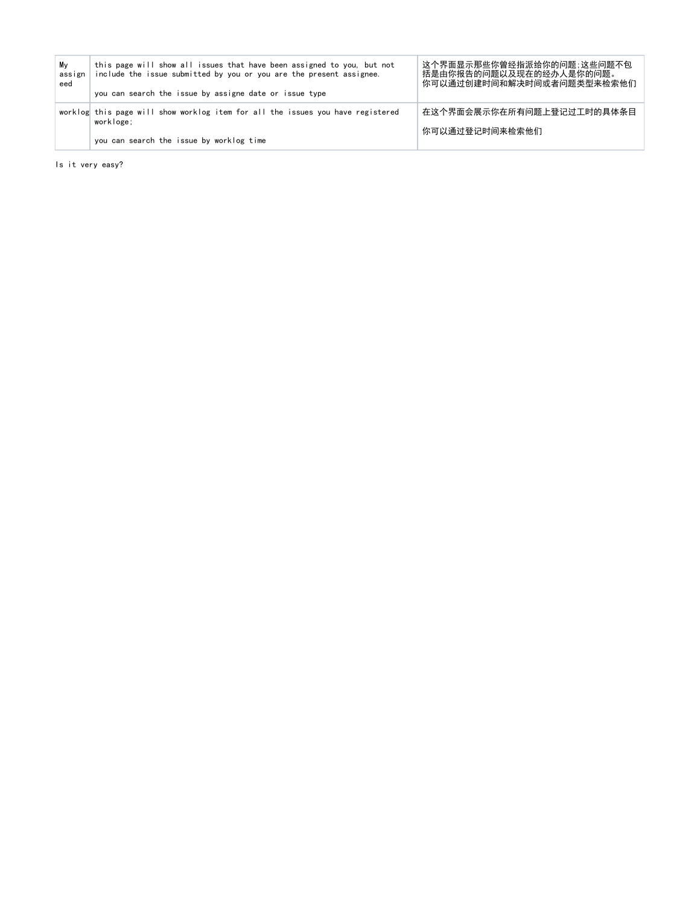| | | |
|---|---|---|
| My assigneed | this page will show all issues that have been assigned to you, but not include the issue submitted by you or you are the present assignee.<br><br>you can search the issue by assigne date or issue type | 这个界面显示那些你曾经指派给你的问题;这些问题不包括是由你报告的问题以及现在的经办人是你的问题。<br>你可以通过创建时间和解决时间或者问题类型来检索他们 |
| worklog | this page will show worklog item for all the issues you have registered workloge;<br><br>you can search the issue by worklog time | 在这个界面会展示你在所有问题上登记过工时的具体条目<br><br>你可以通过登记时间来检索他们 |

Is it very easy?